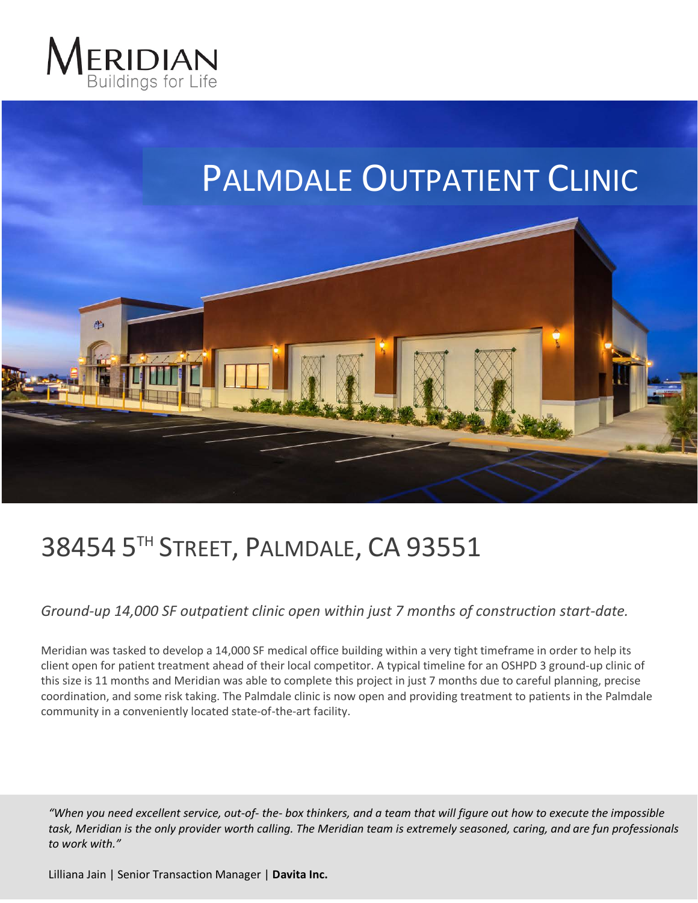MERIDIAN
Buildings for Life

# PALMDALE OUTPATIENT CLINIC

## 38454 5TH STREET, PALMDALE, CA 93551

*Ground-up 14,000 SF outpatient clinic open within just 7 months of construction start-date.*

Meridian was tasked to develop a 14,000 SF medical office building within a very tight timeframe in order to help its client open for patient treatment ahead of their local competitor. A typical timeline for an OSHPD 3 ground-up clinic of this size is 11 months and Meridian was able to complete this project in just 7 months due to careful planning, precise coordination, and some risk taking. The Palmdale clinic is now open and providing treatment to patients in the Palmdale community in a conveniently located state-of-the-art facility.

*"When you need excellent service, out-of- the- box thinkers, and a team that will figure out how to execute the impossible task, Meridian is the only provider worth calling. The Meridian team is extremely seasoned, caring, and are fun professionals to work with."*

Lilliana Jain | Senior Transaction Manager | **Davita Inc.**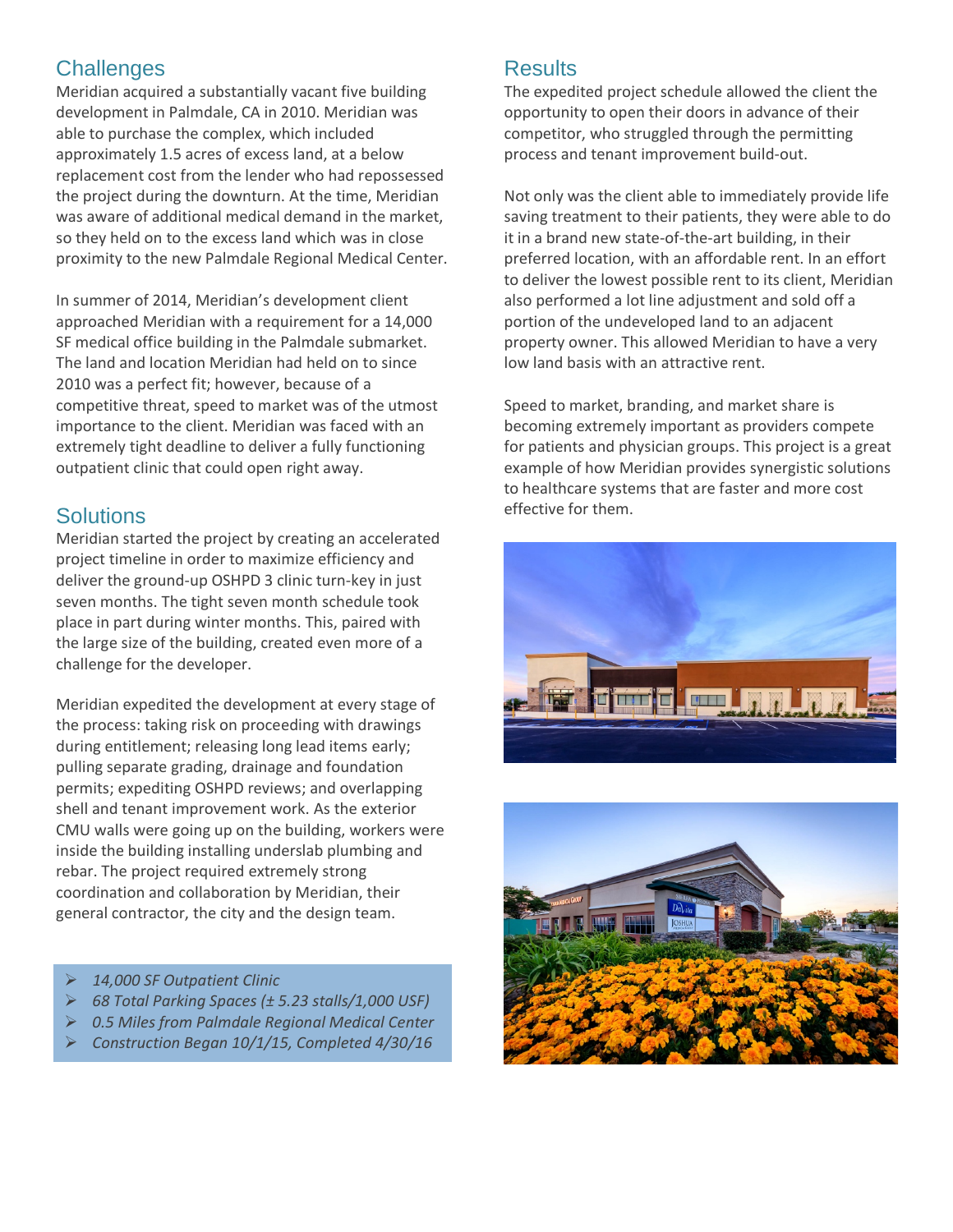## Challenges

Meridian acquired a substantially vacant five building development in Palmdale, CA in 2010. Meridian was able to purchase the complex, which included approximately 1.5 acres of excess land, at a below replacement cost from the lender who had repossessed the project during the downturn. At the time, Meridian was aware of additional medical demand in the market, so they held on to the excess land which was in close proximity to the new Palmdale Regional Medical Center.

In summer of 2014, Meridian's development client approached Meridian with a requirement for a 14,000 SF medical office building in the Palmdale submarket. The land and location Meridian had held on to since 2010 was a perfect fit; however, because of a competitive threat, speed to market was of the utmost importance to the client. Meridian was faced with an extremely tight deadline to deliver a fully functioning outpatient clinic that could open right away.

## Solutions

Meridian started the project by creating an accelerated project timeline in order to maximize efficiency and deliver the ground-up OSHPD 3 clinic turn-key in just seven months. The tight seven month schedule took place in part during winter months. This, paired with the large size of the building, created even more of a challenge for the developer.

Meridian expedited the development at every stage of the process: taking risk on proceeding with drawings during entitlement; releasing long lead items early; pulling separate grading, drainage and foundation permits; expediting OSHPD reviews; and overlapping shell and tenant improvement work. As the exterior CMU walls were going up on the building, workers were inside the building installing underslab plumbing and rebar. The project required extremely strong coordination and collaboration by Meridian, their general contractor, the city and the design team.

- *14,000 SF Outpatient Clinic*
- *68 Total Parking Spaces (± 5.23 stalls/1,000 USF)*
- *0.5 Miles from Palmdale Regional Medical Center*
- *Construction Began 10/1/15, Completed 4/30/16*

## Results

The expedited project schedule allowed the client the opportunity to open their doors in advance of their competitor, who struggled through the permitting process and tenant improvement build-out.

Not only was the client able to immediately provide life saving treatment to their patients, they were able to do it in a brand new state-of-the-art building, in their preferred location, with an affordable rent. In an effort to deliver the lowest possible rent to its client, Meridian also performed a lot line adjustment and sold off a portion of the undeveloped land to an adjacent property owner. This allowed Meridian to have a very low land basis with an attractive rent.

Speed to market, branding, and market share is becoming extremely important as providers compete for patients and physician groups. This project is a great example of how Meridian provides synergistic solutions to healthcare systems that are faster and more cost effective for them.